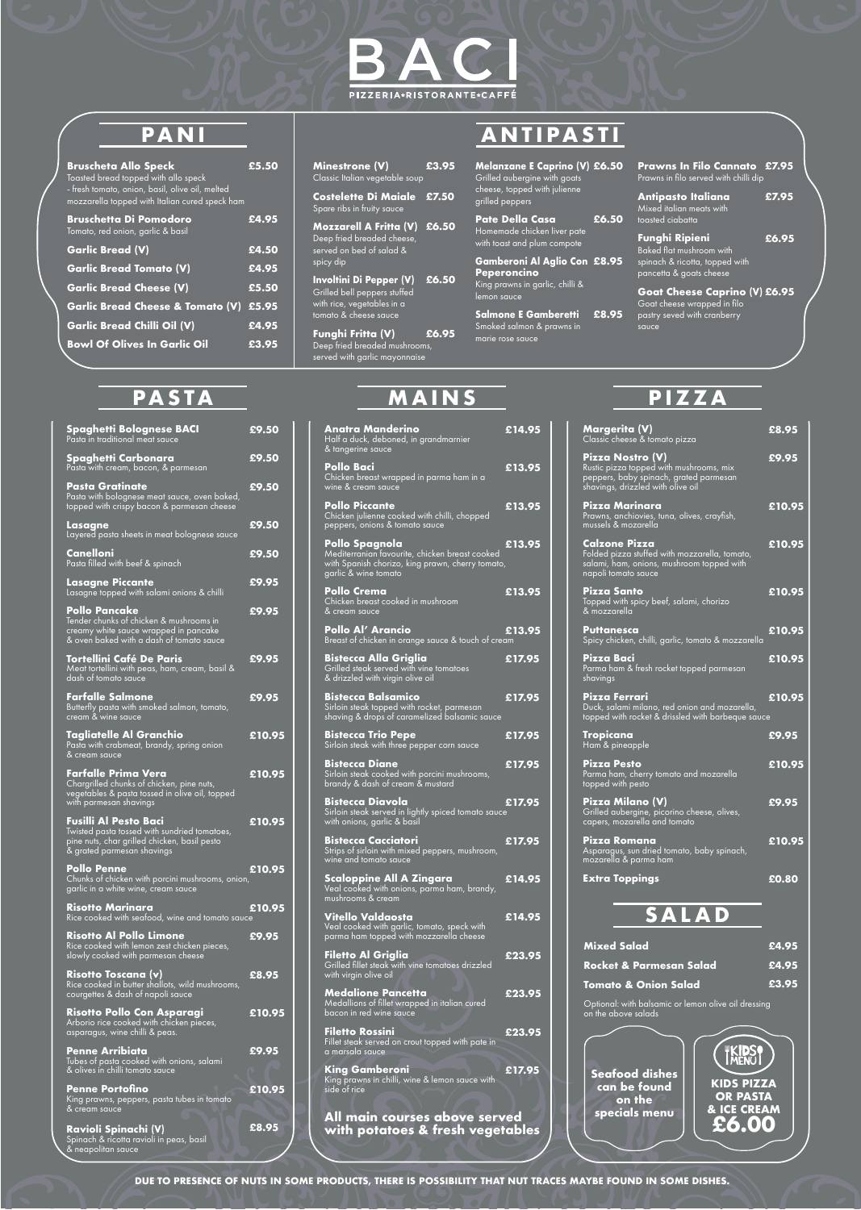# BACI

PIZZERIA•RISTORANTE•CAFFÉ

## PANI

**Bruscheta Allo Speck** £5.50
Toasted bread topped with allo speck - fresh tomato, onion, basil, olive oil, melted mozzarella topped with Italian cured speck ham

**Bruschetta Di Pomodoro** £4.95
Tomato, red onion, garlic & basil

**Garlic Bread (V)** £4.50

**Garlic Bread Tomato (V)** £4.95

**Garlic Bread Cheese (V)** £5.50

**Garlic Bread Cheese & Tomato (V)** £5.95

**Garlic Bread Chilli Oil (V)** £4.95

**Bowl Of Olives In Garlic Oil** £3.95

## ANTIPASTI

**Minestrone (V)** £3.95
Classic Italian vegetable soup

**Costelette Di Maiale** £7.50
Spare ribs in fruity sauce

**Mozzarell A Fritta (V)** £6.50
Deep fried breaded cheese, served on bed of salad & spicy dip

**Involtini Di Pepper (V)** £6.50
Grilled bell peppers stuffed with rice, vegetables in a tomato & cheese sauce

**Funghi Fritta (V)** £6.95
Deep fried breaded mushrooms, served with garlic mayonnaise

**Melanzane E Caprino (V)** £6.50
Grilled aubergine with goats cheese, topped with julienne grilled peppers

**Pate Della Casa** £6.50
Homemade chicken liver pate with toast and plum compote

**Gamberoni Al Aglio Con Peperoncino** £8.95
King prawns in garlic, chilli & lemon sauce

**Salmone E Gamberetti** £8.95
Smoked salmon & prawns in marie rose sauce

**Prawns In Filo Cannato** £7.95
Prawns in filo served with chilli dip

**Antipasto Italiana** £7.95
Mixed italian meats with toasted ciabatta

**Funghi Ripieni** £6.95
Baked flat mushroom with spinach & ricotta, topped with pancetta & goats cheese

**Goat Cheese Caprino (V)** £6.95
Goat cheese wrapped in filo pastry seved with cranberry sauce

## PASTA

**Spaghetti Bolognese BACI** £9.50
Pasta in traditional meat sauce

**Spaghetti Carbonara** £9.50
Pasta with cream, bacon, & parmesan

**Pasta Gratinate** £9.50
Pasta with bolognese meat sauce, oven baked, topped with crispy bacon & parmesan cheese

**Lasagne** £9.50
Layered pasta sheets in meat bolognese sauce

**Canelloni** £9.50
Pasta filled with beef & spinach

**Lasagne Piccante** £9.95
Lasagne topped with salami onions & chilli

**Pollo Pancake** £9.95
Tender chunks of chicken & mushrooms in creamy white sauce wrapped in pancake & oven baked with a dash of tomato sauce

**Tortellini Café De Paris** £9.95
Meat tortellini with peas, ham, cream, basil & dash of tomato sauce

**Farfalle Salmone** £9.95
Butterfly pasta with smoked salmon, tomato, cream & wine sauce

**Tagliatelle Al Granchio** £10.95
Pasta with crabmeat, brandy, spring onion & cream sauce

**Farfalle Prima Vera** £10.95
Chargrilled chunks of chicken, pine nuts, vegetables & pasta tossed in olive oil, topped with parmesan shavings

**Fusilli Al Pesto Baci** £10.95
Twisted pasta tossed with sundried tomatoes, pine nuts, char grilled chicken, basil pesto & grated parmesan shavings

**Pollo Penne** £10.95
Chunks of chicken with porcini mushrooms, onion, garlic in a white wine, cream sauce

**Risotto Marinara** £10.95
Rice cooked with seafood, wine and tomato sauce

**Risotto Al Pollo Limone** £9.95
Rice cooked with lemon zest chicken pieces, slowly cooked with parmesan cheese

**Risotto Toscana (v)** £8.95
Rice cooked in butter shallots, wild mushrooms, courgettes & dash of napoli sauce

**Risotto Pollo Con Asparagi** £10.95
Arborio rice cooked with chicken pieces, asparagus, wine chilli & peas.

**Penne Arribiata** £9.95
Tubes of pasta cooked with onions, salami & olives in chilli tomato sauce

**Penne Portofino** £10.95
King prawns, peppers, pasta tubes in tomato & cream sauce

**Ravioli Spinachi (V)** £8.95
Spinach & ricotta ravioli in peas, basil & neapolitan sauce

## MAINS

**Anatra Manderino** £14.95
Half a duck, deboned, in grandmarnier & tangerine sauce

**Pollo Baci** £13.95
Chicken breast wrapped in parma ham in a wine & cream sauce

**Pollo Piccante** £13.95
Chicken julienne cooked with chilli, chopped peppers, onions & tomato sauce

**Pollo Spagnola** £13.95
Mediterranian favourite, chicken breast cooked with Spanish chorizo, king prawn, cherry tomato, garlic & wine tomato

**Pollo Crema** £13.95
Chicken breast cooked in mushroom & cream sauce

**Pollo Al' Arancio** £13.95
Breast of chicken in orange sauce & touch of cream

**Bistecca Alla Griglia** £17.95
Grilled steak served with vine tomatoes & drizzled with virgin olive oil

**Bistecca Balsamico** £17.95
Sirloin steak topped with rocket, parmesan shaving & drops of caramelized balsamic sauce

**Bistecca Trio Pepe** £17.95
Sirloin steak with three pepper corn sauce

**Bistecca Diane** £17.95
Sirloin steak cooked with porcini mushrooms, brandy & dash of cream & mustard

**Bistecca Diavola** £17.95
Sirloin steak served in lightly spiced tomato sauce with onions, garlic & basil

**Bistecca Cacciatori** £17.95
Strips of sirloin with mixed peppers, mushroom, wine and tomato sauce

**Scaloppine All A Zingara** £14.95
Veal cooked with onions, parma ham, brandy, mushrooms & cream

**Vitello Valdaosta** £14.95
Veal cooked with garlic, tomato, speck with parma ham topped with mozzarella cheese

**Filetto Al Griglia** £23.95
Grilled fillet steak with vine tomatoes drizzled with virgin olive oil

**Medalione Pancetta** £23.95
Medallions of fillet wrapped in italian cured bacon in red wine sauce

**Filetto Rossini** £23.95
Fillet steak served on crout topped with pate in a marsala sauce

**King Gamberoni** £17.95
King prawns in chilli, wine & lemon sauce with side of rice

**All main courses above served with potatoes & fresh vegetables**

## PIZZA

**Margerita (V)** £8.95
Classic cheese & tomato pizza

**Pizza Nostro (V)** £9.95
Rustic pizza topped with mushrooms, mix peppers, baby spinach, grated parmesan shavings, drizzled with olive oil

**Pizza Marinara** £10.95
Prawns, anchiovies, tuna, olives, crayfish, mussels & mozarella

**Calzone Pizza** £10.95
Folded pizza stuffed with mozzarella, tomato, salami, ham, onions, mushroom topped with napoli tomato sauce

**Pizza Santo** £10.95
Topped with spicy beef, salami, chorizo & mozzarella

**Puttanesca** £10.95
Spicy chicken, chilli, garlic, tomato & mozzarella

**Pizza Baci** £10.95
Parma ham & fresh rocket topped parmesan shavings

**Pizza Ferrari** £10.95
Duck, salami milano, red onion and mozarella, topped with rocket & drissled with barbeque sauce

**Tropicana** £9.95
Ham & pineapple

**Pizza Pesto** £10.95
Parma ham, cherry tomato and mozarella topped with pesto

**Pizza Milano (V)** £9.95
Grilled aubergine, picorino cheese, olives, capers, mozarella and tomato

**Pizza Romana** £10.95
Asparagus, sun dried tomato, baby spinach, mozarella & parma ham

**Extra Toppings** £0.80

## SALAD

**Mixed Salad** £4.95

**Rocket & Parmesan Salad** £4.95

**Tomato & Onion Salad** £3.95

Optional: with balsamic or lemon olive oil dressing on the above salads

**Seafood dishes can be found on the specials menu**

KIDS MENU

**KIDS PIZZA OR PASTA & ICE CREAM £6.00**

DUE TO PRESENCE OF NUTS IN SOME PRODUCTS, THERE IS POSSIBILITY THAT NUT TRACES MAYBE FOUND IN SOME DISHES.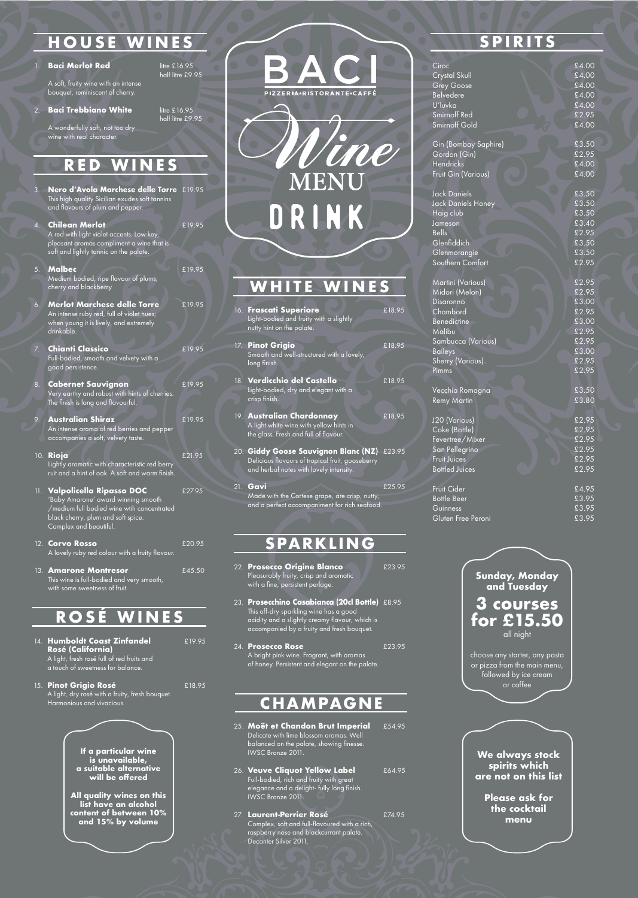# BACI

PIZZERIA•RISTORANTE•CAFFÉ

Wine MENU

DRINK

## HOUSE WINES

1. **Baci Merlot Red** — litre £16.95, half litre £9.95
   A soft, fruity wine with an intense bouquet, reminiscent of cherry.

2. **Baci Trebbiano White** — litre £16.95, half litre £9.95
   A wonderfully soft, not too dry wine with real character.

## RED WINES

3. **Nero d'Avola Marchese delle Torre** — £19.95
   This high quality Sicilian exudes soft tannins and flavours of plum and pepper.

4. **Chilean Merlot** — £19.95
   A red with light violet accents. Low key, pleasant aromas compliment a wine that is soft and lightly tannic on the palate.

5. **Malbec** — £19.95
   Medium bodied, ripe flavour of plums, cherry and blackberry

6. **Merlot Marchese delle Torre** — £19.95
   An intense ruby red, full of violet hues; when young it is lively, and extremely drinkable.

7. **Chianti Classico** — £19.95
   Full-bodied, smooth and velvety with a good persistence.

8. **Cabernet Sauvignon** — £19.95
   Very earthy and robust with hints of cherries. The finish is long and flavourful.

9. **Australian Shiraz** — £19.95
   An intense aroma of red berries and pepper accompanies a soft, velvety taste.

10. **Rioja** — £21.95
    Lightly aromatic with characteristic red berry ruit and a hint of oak. A soft and warm finish.

11. **Valpolicella Ripasso DOC** — £27.95
    'Baby Amarone' award winning smooth /medium full bodied wine wtih concentrated black cherry, plum and soft spice. Complex and beautiful.

12. **Corvo Rosso** — £20.95
    A lovely ruby red colour with a fruity flavour.

13. **Amarone Montresor** — £45.50
    This wine is full-bodied and very smooth, with some sweetness of fruit.

## ROSÉ WINES

14. **Humboldt Coast Zinfandel Rosé (California)** — £19.95
    A light, fresh rosé full of red fruits and a touch of sweetness for balance.

15. **Pinot Grigio Rosé** — £18.95
    A light, dry rosé with a fruity, fresh bouquet. Harmonious and vivacious.

**If a particular wine is unavailable, a suitable alternative will be offered**

**All quality wines on this list have an alcohol content of between 10% and 15% by volume**

## WHITE WINES

16. **Frascati Superiore** — £18.95
    Light-bodied and fruity with a slightly nutty hint on the palate.

17. **Pinot Grigio** — £18.95
    Smooth and well-structured with a lovely, long finish.

18. **Verdicchio del Castello** — £18.95
    Light-bodied, dry and elegant with a crisp finish.

19. **Australian Chardonnay** — £18.95
    A light white wine with yellow hints in the glass. Fresh and full of flavour.

20. **Giddy Goose Sauvignon Blanc (NZ)** — £23.95
    Delicious flavours of tropical fruit, gooseberry and herbal notes with lovely intensity.

21. **Gavi** — £25.95
    Made with the Cortese grape, are crisp, nutty, and a perfect accompaniment for rich seafood.

## SPARKLING

22. **Prosecco Origine Blanco** — £23.95
    Pleasurably fruity, crisp and aromatic with a fine, persistent perlage.

23. **Prosecchino Casabianca (20cl Bottle)** — £8.95
    This off-dry sparkling wine has a good acidity and a slightly creamy flavour, which is accompanied by a fruity and fresh bouquet.

24. **Prosecco Rose** — £23.95
    A bright pink wine. Fragrant, with aromas of honey. Persistent and elegant on the palate.

## CHAMPAGNE

25. **Moët et Chandon Brut Imperial** — £54.95
    Delicate with lime blossom aromas. Well balanced on the palate, showing finesse. IWSC Bronze 2011.

26. **Veuve Cliquot Yellow Label** — £64.95
    Full-bodied, rich and fruity with great elegance and a delight- fully long finish. IWSC Bronze 2011.

27. **Laurent-Perrier Rosé** — £74.95
    Complex, soft and full-flavoured with a rich, raspberry nose and blackcurrant palate. Decanter Silver 2011.

## SPIRITS

| | |
|---|---|
| Ciroc | £4.00 |
| Crystal Skull | £4.00 |
| Grey Goose | £4.00 |
| Belvedere | £4.00 |
| U'luvka | £4.00 |
| Smirnoff Red | £2.95 |
| Smirnoff Gold | £4.00 |
| Gin (Bombay Saphire) | £3.50 |
| Gordon (Gin) | £2.95 |
| Hendricks | £4.00 |
| Fruit Gin (Various) | £4.00 |
| Jack Daniels | £3.50 |
| Jack Daniels Honey | £3.50 |
| Haig club | £3.50 |
| Jameson | £3.40 |
| Bells | £2.95 |
| Glenfiddich | £3.50 |
| Glenmorangie | £3.50 |
| Southern Comfort | £2.95 |
| Martini (Various) | £2.95 |
| Midori (Melon) | £2.95 |
| Disaronno | £3.00 |
| Chambord | £2.95 |
| Benedictine | £3.00 |
| Malibu | £2.95 |
| Sambucca (Various) | £2.95 |
| Baileys | £3.00 |
| Sherry (Various) | £2.95 |
| Pimms | £2.95 |
| Vecchia Romagna | £3.50 |
| Remy Martin | £3.80 |
| J20 (Various) | £2.95 |
| Coke (Bottle) | £2.95 |
| Fevertree/Mixer | £2.95 |
| San Pellegrino | £2.95 |
| Fruit Juices | £2.95 |
| Bottled Juices | £2.95 |
| Fruit Cider | £4.95 |
| Bottle Beer | £3.95 |
| Guinness | £3.95 |
| Gluten Free Peroni | £3.95 |

**Sunday, Monday and Tuesday**

**3 courses for £15.50**

all night

choose any starter, any pasta or pizza from the main menu, followed by ice cream or coffee

**We always stock spirits which are not on this list**

**Please ask for the cocktail menu**